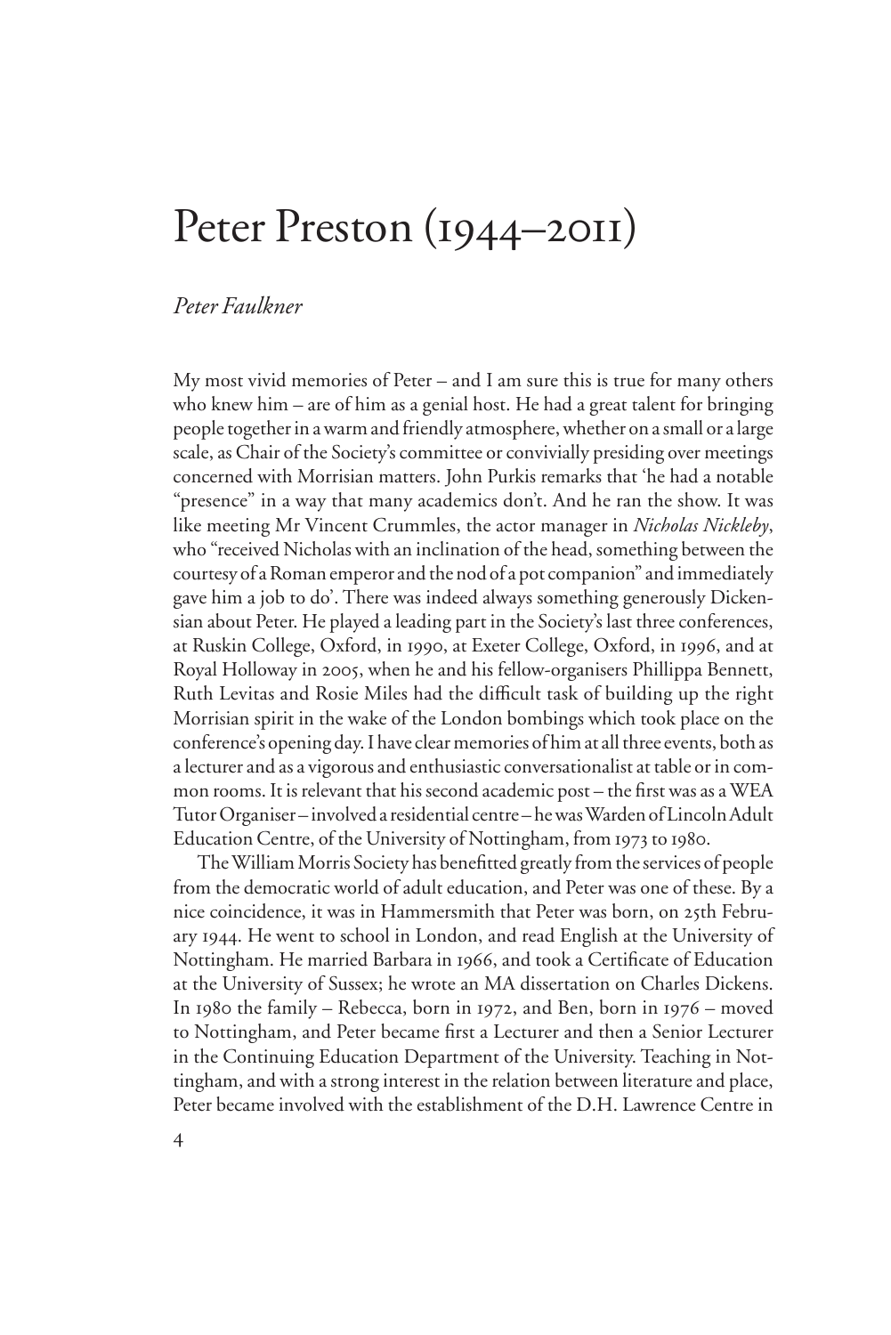# Peter Preston (1944–2011)

*Peter Faulkner*

My most vivid memories of Peter – and I am sure this is true for many others who knew him – are of him as a genial host. He had a great talent for bringing people together in a warm and friendly atmosphere, whether on a small or a large scale, as Chair of the Society's committee or convivially presiding over meetings concerned with Morrisian matters. John Purkis remarks that 'he had a notable "presence" in a way that many academics don't. And he ran the show. It was like meeting Mr Vincent Crummles, the actor manager in *Nicholas Nickleby*, who "received Nicholas with an inclination of the head, something between the courtesy of a Roman emperor and the nod of a pot companion" and immediately gave him a job to do'. There was indeed always something generously Dickensian about Peter. He played a leading part in the Society's last three conferences, at Ruskin College, Oxford, in 1990, at Exeter College, Oxford, in 1996, and at Royal Holloway in 2005, when he and his fellow-organisers Phillippa Bennett, Ruth Levitas and Rosie Miles had the difficult task of building up the right Morrisian spirit in the wake of the London bombings which took place on the conference's opening day. I have clear memories of him at all three events, both as a lecturer and as a vigorous and enthusiastic conversationalist at table or in common rooms. It is relevant that his second academic post – the first was as a WEA Tutor Organiser – involved a residential centre – he was Warden of Lincoln Adult Education Centre, of the University of Nottingham, from 1973 to 1980.

The William Morris Society has benefitted greatly from the services of people from the democratic world of adult education, and Peter was one of these. By a nice coincidence, it was in Hammersmith that Peter was born, on 25th February 1944. He went to school in London, and read English at the University of Nottingham. He married Barbara in 1966, and took a Certificate of Education at the University of Sussex; he wrote an MA dissertation on Charles Dickens. In 1980 the family – Rebecca, born in 1972, and Ben, born in 1976 – moved to Nottingham, and Peter became first a Lecturer and then a Senior Lecturer in the Continuing Education Department of the University. Teaching in Nottingham, and with a strong interest in the relation between literature and place, Peter became involved with the establishment of the D.H. Lawrence Centre in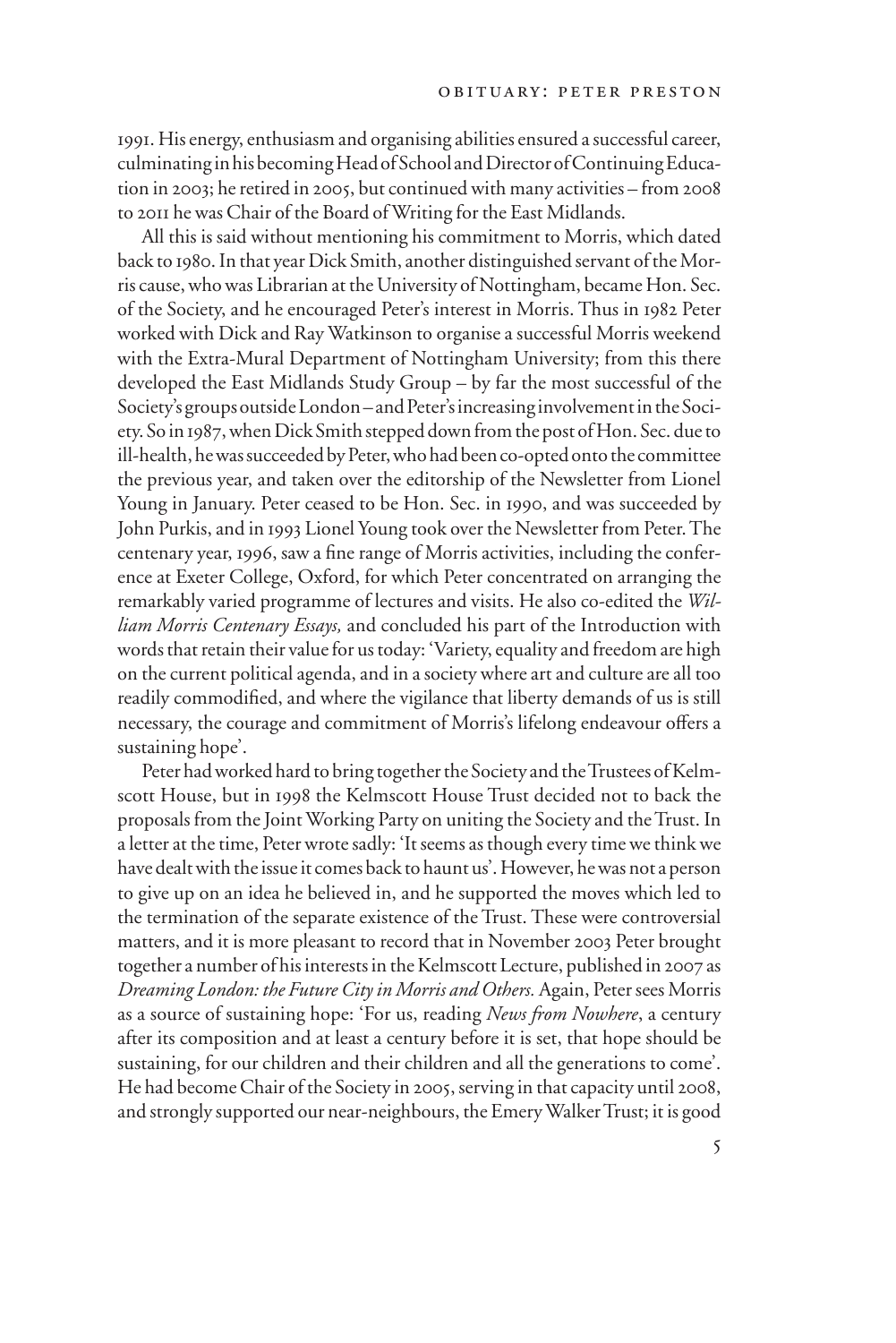1991. His energy, enthusiasm and organising abilities ensured a successful career, culminating in his becoming Head of School and Director of Continuing Education in 2003; he retired in 2005, but continued with many activities – from 2008 to 2011 he was Chair of the Board of Writing for the East Midlands.

All this is said without mentioning his commitment to Morris, which dated back to 1980. In that year Dick Smith, another distinguished servant of the Morris cause, who was Librarian at the University of Nottingham, became Hon. Sec. of the Society, and he encouraged Peter's interest in Morris. Thus in 1982 Peter worked with Dick and Ray Watkinson to organise a successful Morris weekend with the Extra-Mural Department of Nottingham University; from this there developed the East Midlands Study Group – by far the most successful of the Society's groups outside London – and Peter's increasing involvement in the Society. So in 1987, when Dick Smith stepped down from the post of Hon. Sec. due to ill-health, he was succeeded by Peter, who had been co-opted onto the committee the previous year, and taken over the editorship of the Newsletter from Lionel Young in January. Peter ceased to be Hon. Sec. in 1990, and was succeeded by John Purkis, and in 1993 Lionel Young took over the Newsletter from Peter. The centenary year, 1996, saw a fine range of Morris activities, including the conference at Exeter College, Oxford, for which Peter concentrated on arranging the remarkably varied programme of lectures and visits. He also co-edited the *William Morris Centenary Essays,* and concluded his part of the Introduction with words that retain their value for us today: 'Variety, equality and freedom are high on the current political agenda, and in a society where art and culture are all too readily commodified, and where the vigilance that liberty demands of us is still necessary, the courage and commitment of Morris's lifelong endeavour offers a sustaining hope'.

Peter had worked hard to bring together the Society and the Trustees of Kelmscott House, but in 1998 the Kelmscott House Trust decided not to back the proposals from the Joint Working Party on uniting the Society and the Trust. In a letter at the time, Peter wrote sadly: 'It seems as though every time we think we have dealt with the issue it comes back to haunt us'. However, he was not a person to give up on an idea he believed in, and he supported the moves which led to the termination of the separate existence of the Trust. These were controversial matters, and it is more pleasant to record that in November 2003 Peter brought together a number of his interests in the Kelmscott Lecture, published in 2007 as *Dreaming London: the Future City in Morris and Others.* Again, Peter sees Morris as a source of sustaining hope: 'For us, reading *News from Nowhere*, a century after its composition and at least a century before it is set, that hope should be sustaining, for our children and their children and all the generations to come'. He had become Chair of the Society in 2005, serving in that capacity until 2008, and strongly supported our near-neighbours, the Emery Walker Trust; it is good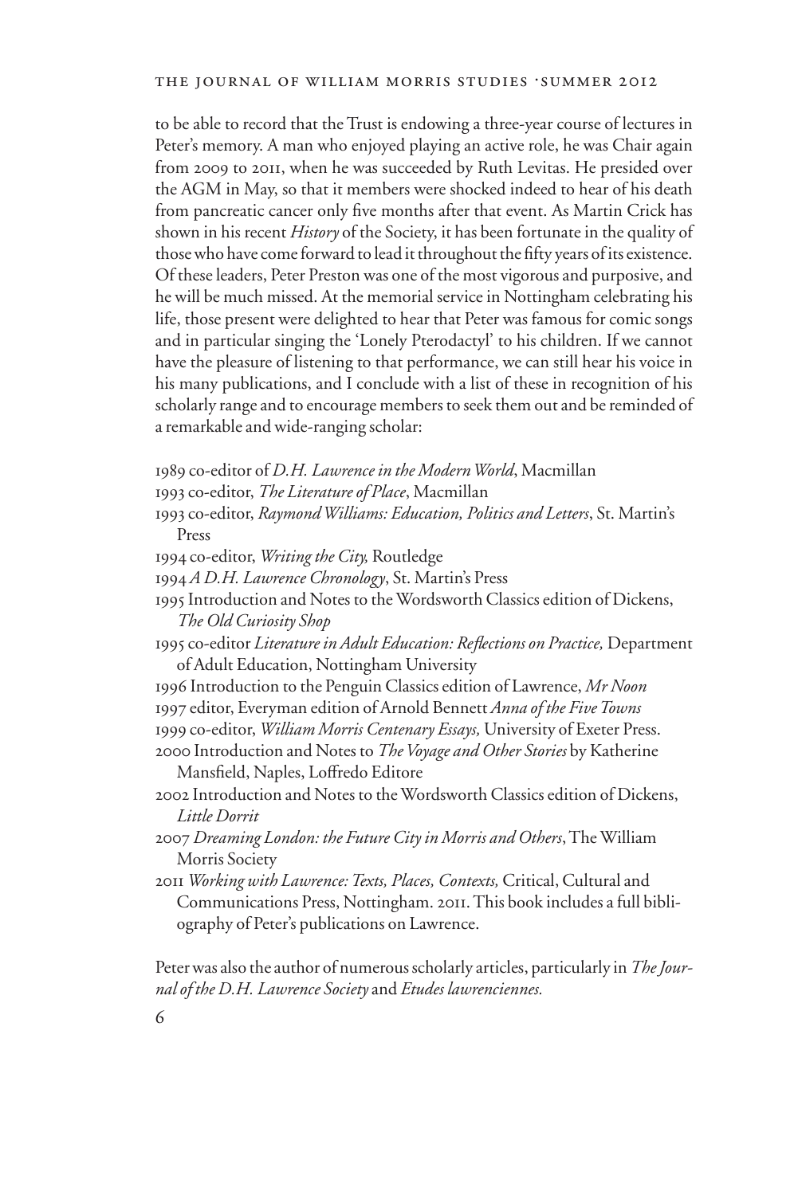to be able to record that the Trust is endowing a three-year course of lectures in Peter's memory. A man who enjoyed playing an active role, he was Chair again from 2009 to 2011, when he was succeeded by Ruth Levitas. He presided over the AGM in May, so that it members were shocked indeed to hear of his death from pancreatic cancer only five months after that event. As Martin Crick has shown in his recent *History* of the Society, it has been fortunate in the quality of those who have come forward to lead it throughout the fifty years of its existence. Of these leaders, Peter Preston was one of the most vigorous and purposive, and he will be much missed. At the memorial service in Nottingham celebrating his life, those present were delighted to hear that Peter was famous for comic songs and in particular singing the 'Lonely Pterodactyl' to his children. If we cannot have the pleasure of listening to that performance, we can still hear his voice in his many publications, and I conclude with a list of these in recognition of his scholarly range and to encourage members to seek them out and be reminded of a remarkable and wide-ranging scholar:

1989 co-editor of *D.H. Lawrence in the Modern World*, Macmillan

1993 co-editor, *The Literature of Place*, Macmillan

1993 co-editor, *Raymond Williams: Education, Politics and Letters*, St. Martin's Press

1994 co-editor, *Writing the City,* Routledge

1994 *A D.H. Lawrence Chronology*, St. Martin's Press

1995 Introduction and Notes to the Wordsworth Classics edition of Dickens, *The Old Curiosity Shop*

1995 co-editor *Literature in Adult Education: Reflections on Practice,* Department of Adult Education, Nottingham University

1996 Introduction to the Penguin Classics edition of Lawrence, *Mr Noon*

1997 editor, Everyman edition of Arnold Bennett *Anna of the Five Towns*

1999 co-editor, *William Morris Centenary Essays,* University of Exeter Press.

2000 Introduction and Notes to *The Voyage and Other Stories* by Katherine Mansfield, Naples, Loffredo Editore

2002 Introduction and Notes to the Wordsworth Classics edition of Dickens, *Little Dorrit*

2007 *Dreaming London: the Future City in Morris and Others*, The William Morris Society

2011 *Working with Lawrence: Texts, Places, Contexts,* Critical, Cultural and Communications Press, Nottingham. 2011. This book includes a full bibliography of Peter's publications on Lawrence.

Peter was also the author of numerous scholarly articles, particularly in *The Journal of the D.H. Lawrence Society* and *Etudes lawrenciennes.*